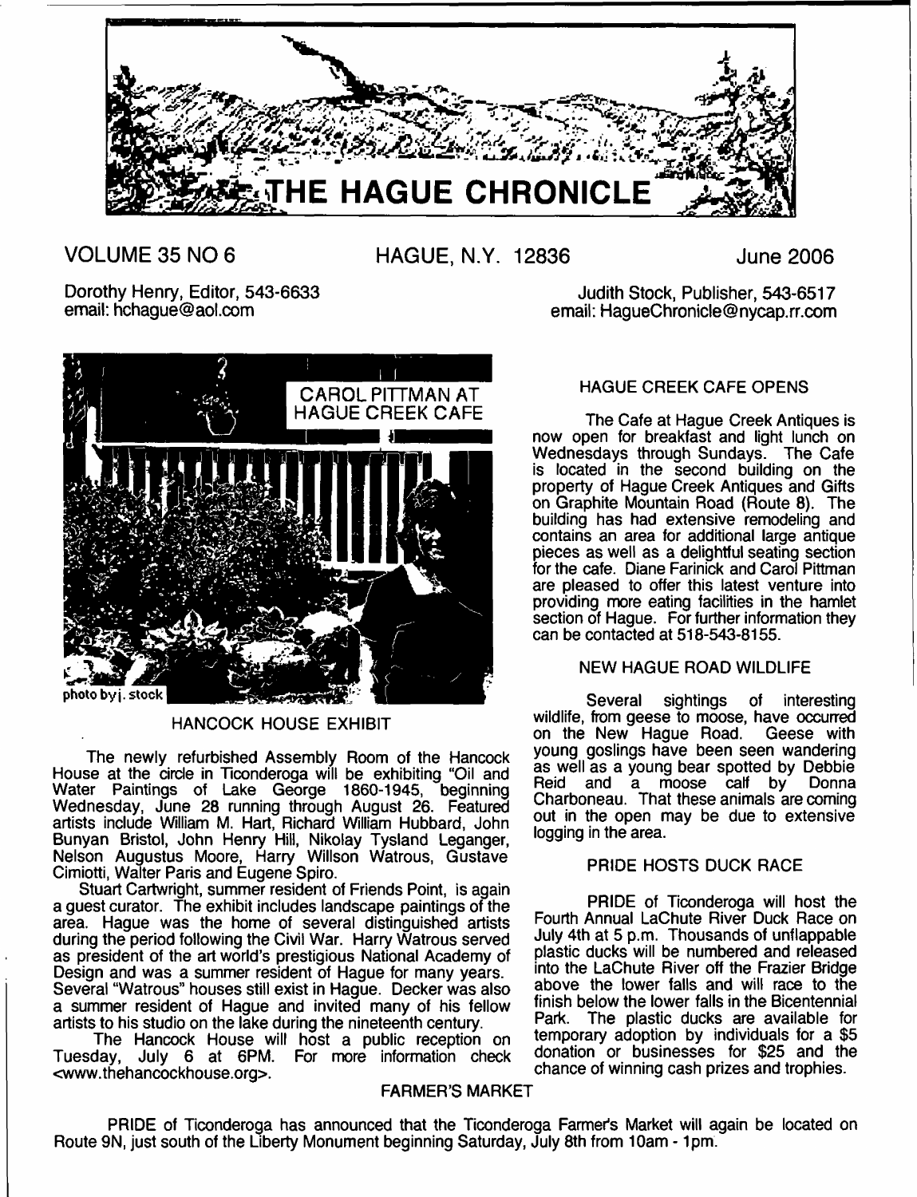# THE HAGUE CHRONICLE

VOLUME 35 NO 6 | HAGUE, N.Y. 12836 | June 2006

Dorothy Henry, Editor, 543-6633
email: hchague@aol.com

Judith Stock, Publisher, 543-6517
email: HagueChronicle@nycap.rr.com

CAROL PITTMAN AT HAGUE CREEK CAFE

photo by j. stock

## HANCOCK HOUSE EXHIBIT

The newly refurbished Assembly Room of the Hancock House at the circle in Ticonderoga will be exhibiting "Oil and Water Paintings of Lake George 1860-1945, beginning Wednesday, June 28 running through August 26. Featured artists include William M. Hart, Richard William Hubbard, John Bunyan Bristol, John Henry Hill, Nikolay Tysland Leganger, Nelson Augustus Moore, Harry Willson Watrous, Gustave Cimiotti, Walter Paris and Eugene Spiro.

Stuart Cartwright, summer resident of Friends Point, is again a guest curator. The exhibit includes landscape paintings of the area. Hague was the home of several distinguished artists during the period following the Civil War. Harry Watrous served as president of the art world's prestigious National Academy of Design and was a summer resident of Hague for many years. Several "Watrous" houses still exist in Hague. Decker was also a summer resident of Hague and invited many of his fellow artists to his studio on the lake during the nineteenth century.

The Hancock House will host a public reception on Tuesday, July 6 at 6PM. For more information check <www.thehancockhouse.org>.

## HAGUE CREEK CAFE OPENS

The Cafe at Hague Creek Antiques is now open for breakfast and light lunch on Wednesdays through Sundays. The Cafe is located in the second building on the property of Hague Creek Antiques and Gifts on Graphite Mountain Road (Route 8). The building has had extensive remodeling and contains an area for additional large antique pieces as well as a delightful seating section for the cafe. Diane Farinick and Carol Pittman are pleased to offer this latest venture into providing more eating facilities in the hamlet section of Hague. For further information they can be contacted at 518-543-8155.

## NEW HAGUE ROAD WILDLIFE

Several sightings of interesting wildlife, from geese to moose, have occurred on the New Hague Road. Geese with young goslings have been seen wandering as well as a young bear spotted by Debbie Reid and a moose calf by Donna Charboneau. That these animals are coming out in the open may be due to extensive logging in the area.

## PRIDE HOSTS DUCK RACE

PRIDE of Ticonderoga will host the Fourth Annual LaChute River Duck Race on July 4th at 5 p.m. Thousands of unflappable plastic ducks will be numbered and released into the LaChute River off the Frazier Bridge above the lower falls and will race to the finish below the lower falls in the Bicentennial Park. The plastic ducks are available for temporary adoption by individuals for a $5 donation or businesses for $25 and the chance of winning cash prizes and trophies.

## FARMER'S MARKET

PRIDE of Ticonderoga has announced that the Ticonderoga Farmer's Market will again be located on Route 9N, just south of the Liberty Monument beginning Saturday, July 8th from 10am - 1pm.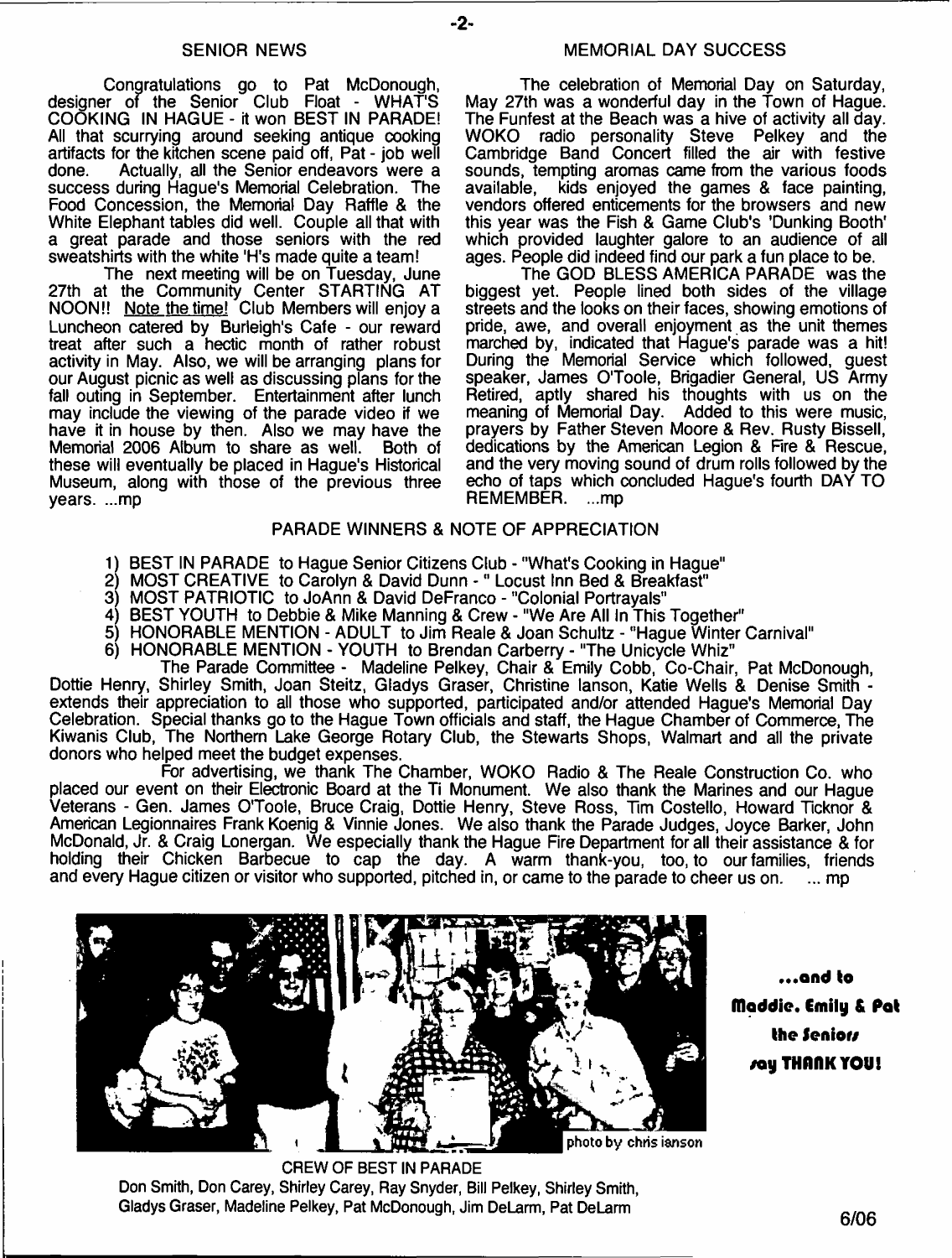## SENIOR NEWS

Congratulations go to Pat McDonough, designer of the Senior Club Float - WHAT'S COOKING IN HAGUE - it won BEST IN PARADE! All that scurrying around seeking antique cooking artifacts for the kitchen scene paid off, Pat - job well done. Actually, all the Senior endeavors were a success during Hague's Memorial Celebration. The Food Concession, the Memorial Day Raffle & the White Elephant tables did well. Couple all that with a great parade and those seniors with the red sweatshirts with the white 'H's made quite a team!

The next meeting will be on Tuesday, June 27th at the Community Center STARTING AT NOON!! Note the time! Club Members will enjoy a Luncheon catered by Burleigh's Cafe - our reward treat after such a hectic month of rather robust activity in May. Also, we will be arranging plans for our August picnic as well as discussing plans for the fall outing in September. Entertainment after lunch may include the viewing of the parade video if we have it in house by then. Also we may have the Memorial 2006 Album to share as well. Both of these will eventually be placed in Hague's Historical Museum, along with those of the previous three years. ...mp

## MEMORIAL DAY SUCCESS

The celebration of Memorial Day on Saturday, May 27th was a wonderful day in the Town of Hague. The Funfest at the Beach was a hive of activity all day. WOKO radio personality Steve Pelkey and the Cambridge Band Concert filled the air with festive sounds, tempting aromas came from the various foods available, kids enjoyed the games & face painting, vendors offered enticements for the browsers and new this year was the Fish & Game Club's 'Dunking Booth' which provided laughter galore to an audience of all ages. People did indeed find our park a fun place to be.

The GOD BLESS AMERICA PARADE was the biggest yet. People lined both sides of the village streets and the looks on their faces, showing emotions of pride, awe, and overall enjoyment as the unit themes marched by, indicated that Hague's parade was a hit! During the Memorial Service which followed, guest speaker, James O'Toole, Brigadier General, US Army Retired, aptly shared his thoughts with us on the meaning of Memorial Day. Added to this were music, prayers by Father Steven Moore & Rev. Rusty Bissell, dedications by the American Legion & Fire & Rescue, and the very moving sound of drum rolls followed by the echo of taps which concluded Hague's fourth DAY TO REMEMBER. ...mp

## PARADE WINNERS & NOTE OF APPRECIATION

1) BEST IN PARADE to Hague Senior Citizens Club - "What's Cooking in Hague"
2) MOST CREATIVE to Carolyn & David Dunn - " Locust Inn Bed & Breakfast"
3) MOST PATRIOTIC to JoAnn & David DeFranco - "Colonial Portrayals"
4) BEST YOUTH to Debbie & Mike Manning & Crew - "We Are All In This Together"
5) HONORABLE MENTION - ADULT to Jim Reale & Joan Schultz - "Hague Winter Carnival"
6) HONORABLE MENTION - YOUTH to Brendan Carberry - "The Unicycle Whiz"

The Parade Committee - Madeline Pelkey, Chair & Emily Cobb, Co-Chair, Pat McDonough, Dottie Henry, Shirley Smith, Joan Steitz, Gladys Graser, Christine lanson, Katie Wells & Denise Smith - extends their appreciation to all those who supported, participated and/or attended Hague's Memorial Day Celebration. Special thanks go to the Hague Town officials and staff, the Hague Chamber of Commerce, The Kiwanis Club, The Northern Lake George Rotary Club, the Stewarts Shops, Walmart and all the private donors who helped meet the budget expenses.

For advertising, we thank The Chamber, WOKO Radio & The Reale Construction Co. who placed our event on their Electronic Board at the Ti Monument. We also thank the Marines and our Hague Veterans - Gen. James O'Toole, Bruce Craig, Dottie Henry, Steve Ross, Tim Costello, Howard Ticknor & American Legionnaires Frank Koenig & Vinnie Jones. We also thank the Parade Judges, Joyce Barker, John McDonald, Jr. & Craig Lonergan. We especially thank the Hague Fire Department for all their assistance & for holding their Chicken Barbecue to cap the day. A warm thank-you, too, to our families, friends and every Hague citizen or visitor who supported, pitched in, or came to the parade to cheer us on. ... mp

photo by chris ianson

CREW OF BEST IN PARADE
Don Smith, Don Carey, Shirley Carey, Ray Snyder, Bill Pelkey, Shirley Smith, Gladys Graser, Madeline Pelkey, Pat McDonough, Jim DeLarm, Pat DeLarm

**...and to Maddie, Emily & Pat the Seniors say THANK YOU!**

6/06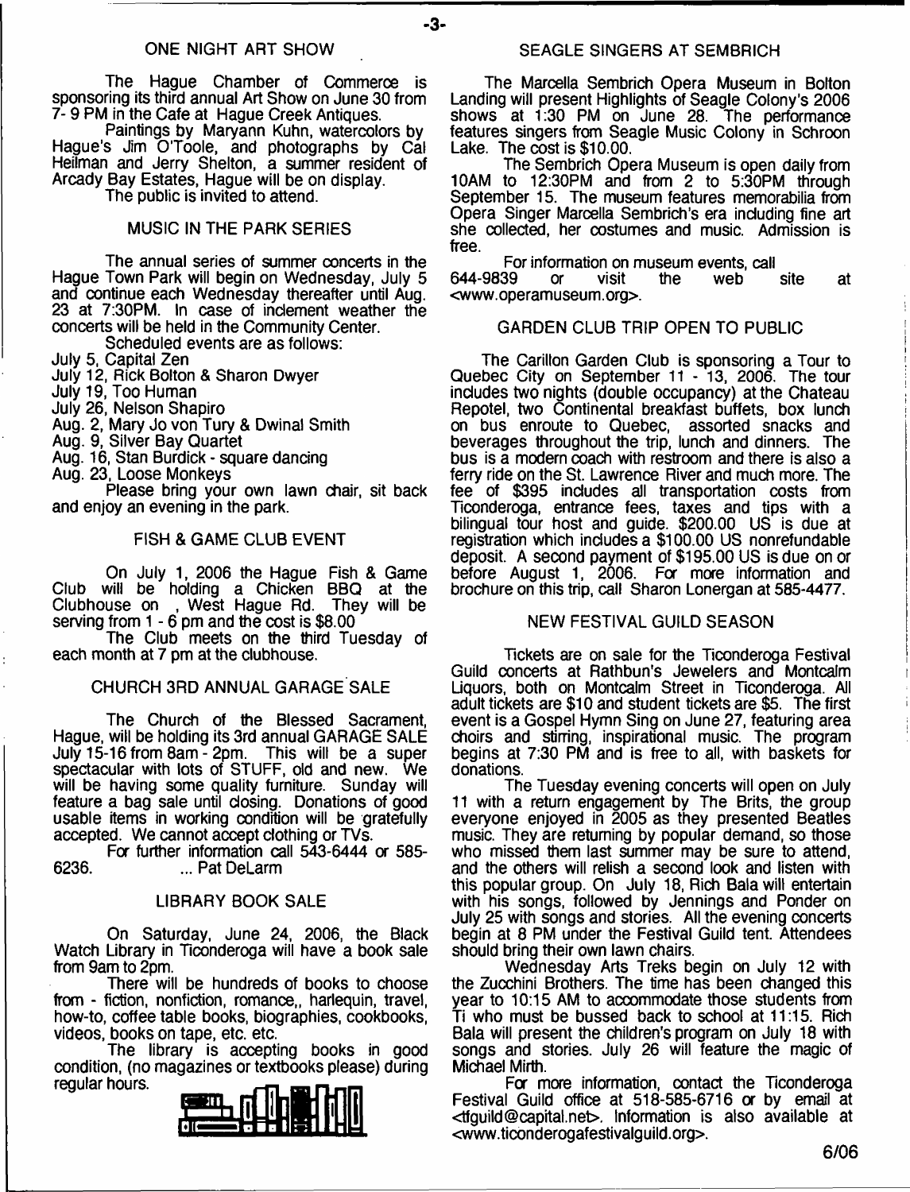## ONE NIGHT ART SHOW

The Hague Chamber of Commerce is sponsoring its third annual Art Show on June 30 from 7- 9 PM in the Cafe at Hague Creek Antiques.

Paintings by Maryann Kuhn, watercolors by Hague's Jim O'Toole, and photographs by Cal Heilman and Jerry Shelton, a summer resident of Arcady Bay Estates, Hague will be on display.

The public is invited to attend.

## MUSIC IN THE PARK SERIES

The annual series of summer concerts in the Hague Town Park will begin on Wednesday, July 5 and continue each Wednesday thereafter until Aug. 23 at 7:30PM. In case of inclement weather the concerts will be held in the Community Center.

Scheduled events are as follows:

July 5, Capital Zen
July 12, Rick Bolton & Sharon Dwyer
July 19, Too Human
July 26, Nelson Shapiro
Aug. 2, Mary Jo von Tury & Dwinal Smith
Aug. 9, Silver Bay Quartet
Aug. 16, Stan Burdick - square dancing
Aug. 23, Loose Monkeys

Please bring your own lawn chair, sit back and enjoy an evening in the park.

## FISH & GAME CLUB EVENT

On July 1, 2006 the Hague Fish & Game Club will be holding a Chicken BBQ at the Clubhouse on , West Hague Rd. They will be serving from 1 - 6 pm and the cost is $8.00

The Club meets on the third Tuesday of each month at 7 pm at the clubhouse.

## CHURCH 3RD ANNUAL GARAGE SALE

The Church of the Blessed Sacrament, Hague, will be holding its 3rd annual GARAGE SALE July 15-16 from 8am - 2pm. This will be a super spectacular with lots of STUFF, old and new. We will be having some quality furniture. Sunday will feature a bag sale until closing. Donations of good usable items in working condition will be gratefully accepted. We cannot accept clothing or TVs.

For further information call 543-6444 or 585-6236. ... Pat DeLarm

## LIBRARY BOOK SALE

On Saturday, June 24, 2006, the Black Watch Library in Ticonderoga will have a book sale from 9am to 2pm.

There will be hundreds of books to choose from - fiction, nonfiction, romance,, harlequin, travel, how-to, coffee table books, biographies, cookbooks, videos, books on tape, etc. etc.

The library is accepting books in good condition, (no magazines or textbooks please) during regular hours.

## SEAGLE SINGERS AT SEMBRICH

The Marcella Sembrich Opera Museum in Bolton Landing will present Highlights of Seagle Colony's 2006 shows at 1:30 PM on June 28. The performance features singers from Seagle Music Colony in Schroon Lake. The cost is $10.00.

The Sembrich Opera Museum is open daily from 10AM to 12:30PM and from 2 to 5:30PM through September 15. The museum features memorabilia from Opera Singer Marcella Sembrich's era including fine art she collected, her costumes and music. Admission is free.

For information on museum events, call 644-9839 or visit the web site at <www.operamuseum.org>.

## GARDEN CLUB TRIP OPEN TO PUBLIC

The Carillon Garden Club is sponsoring a Tour to Quebec City on September 11 - 13, 2006. The tour includes two nights (double occupancy) at the Chateau Repotel, two Continental breakfast buffets, box lunch on bus enroute to Quebec, assorted snacks and beverages throughout the trip, lunch and dinners. The bus is a modern coach with restroom and there is also a ferry ride on the St. Lawrence River and much more. The fee of $395 includes all transportation costs from Ticonderoga, entrance fees, taxes and tips with a bilingual tour host and guide. $200.00 US is due at registration which includes a $100.00 US nonrefundable deposit. A second payment of $195.00 US is due on or before August 1, 2006. For more information and brochure on this trip, call Sharon Lonergan at 585-4477.

## NEW FESTIVAL GUILD SEASON

Tickets are on sale for the Ticonderoga Festival Guild concerts at Rathbun's Jewelers and Montcalm Liquors, both on Montcalm Street in Ticonderoga. All adult tickets are $10 and student tickets are $5. The first event is a Gospel Hymn Sing on June 27, featuring area choirs and stirring, inspirational music. The program begins at 7:30 PM and is free to all, with baskets for donations.

The Tuesday evening concerts will open on July 11 with a return engagement by The Brits, the group everyone enjoyed in 2005 as they presented Beatles music. They are returning by popular demand, so those who missed them last summer may be sure to attend, and the others will relish a second look and listen with this popular group. On July 18, Rich Bala will entertain with his songs, followed by Jennings and Ponder on July 25 with songs and stories. All the evening concerts begin at 8 PM under the Festival Guild tent. Attendees should bring their own lawn chairs.

Wednesday Arts Treks begin on July 12 with the Zucchini Brothers. The time has been changed this year to 10:15 AM to accommodate those students from Ti who must be bussed back to school at 11:15. Rich Bala will present the children's program on July 18 with songs and stories. July 26 will feature the magic of Michael Mirth.

For more information, contact the Ticonderoga Festival Guild office at 518-585-6716 or by email at <tfguild@capital.net>. Information is also available at <www.ticonderogafestivalguild.org>.

6/06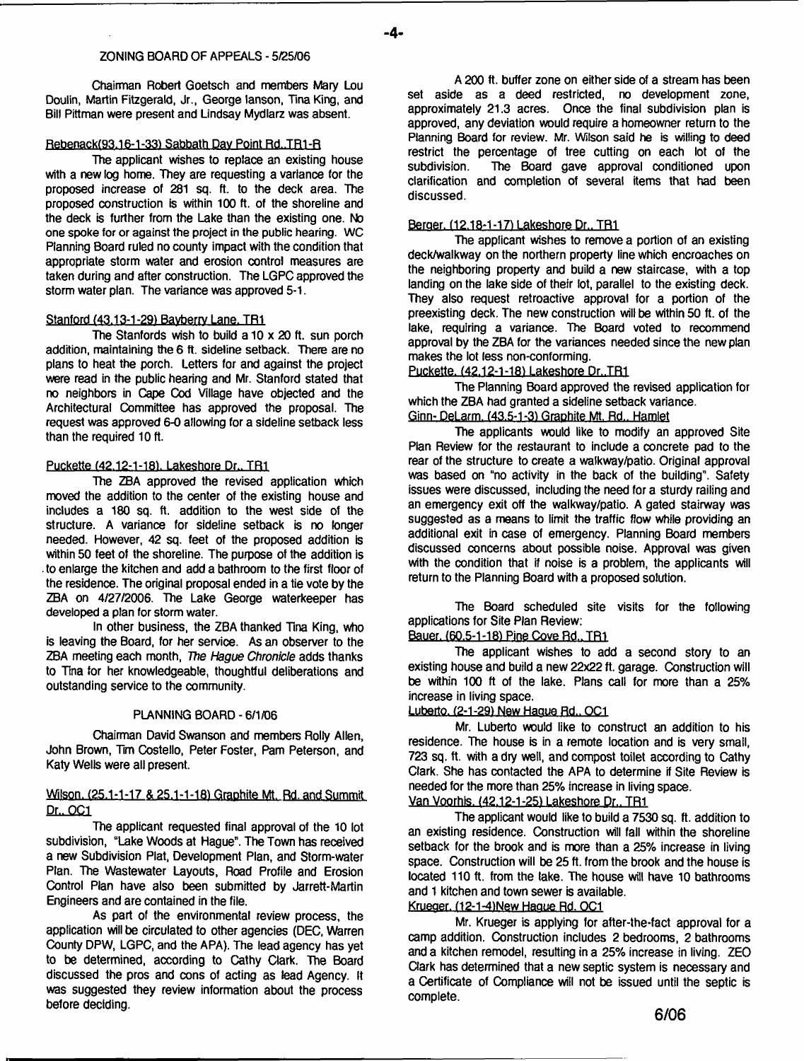## ZONING BOARD OF APPEALS - 5/25/06

Chairman Robert Goetsch and members Mary Lou Doulin, Martin Fitzgerald, Jr., George Ianson, Tina King, and Bill Pittman were present and Lindsay Mydlarz was absent.

### Rebenack(93.16-1-33) Sabbath Day Point Rd.,TR1-R

The applicant wishes to replace an existing house with a new log home. They are requesting a variance for the proposed increase of 281 sq. ft. to the deck area. The proposed construction is within 100 ft. of the shoreline and the deck is further from the Lake than the existing one. No one spoke for or against the project in the public hearing. WC Planning Board ruled no county impact with the condition that appropriate storm water and erosion control measures are taken during and after construction. The LGPC approved the storm water plan. The variance was approved 5-1.

### Stanford (43.13-1-29) Bayberry Lane, TR1

The Stanfords wish to build a 10 x 20 ft. sun porch addition, maintaining the 6 ft. sideline setback. There are no plans to heat the porch. Letters for and against the project were read in the public hearing and Mr. Stanford stated that no neighbors in Cape Cod Village have objected and the Architectural Committee has approved the proposal. The request was approved 6-0 allowing for a sideline setback less than the required 10 ft.

### Puckette (42.12-1-18), Lakeshore Dr., TR1

The ZBA approved the revised application which moved the addition to the center of the existing house and includes a 180 sq. ft. addition to the west side of the structure. A variance for sideline setback is no longer needed. However, 42 sq. feet of the proposed addition is within 50 feet of the shoreline. The purpose of the addition is to enlarge the kitchen and add a bathroom to the first floor of the residence. The original proposal ended in a tie vote by the ZBA on 4/27/2006. The Lake George waterkeeper has developed a plan for storm water.

In other business, the ZBA thanked Tina King, who is leaving the Board, for her service. As an observer to the ZBA meeting each month, *The Hague Chronicle* adds thanks to Tina for her knowledgeable, thoughtful deliberations and outstanding service to the community.

## PLANNING BOARD - 6/1/06

Chairman David Swanson and members Rolly Allen, John Brown, Tim Costello, Peter Foster, Pam Peterson, and Katy Wells were all present.

### Wilson, (25.1-1-17 & 25.1-1-18) Graphite Mt. Rd. and Summit Dr., OC1

The applicant requested final approval of the 10 lot subdivision, "Lake Woods at Hague". The Town has received a new Subdivision Plat, Development Plan, and Storm-water Plan. The Wastewater Layouts, Road Profile and Erosion Control Plan have also been submitted by Jarrett-Martin Engineers and are contained in the file.

As part of the environmental review process, the application will be circulated to other agencies (DEC, Warren County DPW, LGPC, and the APA). The lead agency has yet to be determined, according to Cathy Clark. The Board discussed the pros and cons of acting as lead Agency. It was suggested they review information about the process before deciding.

A 200 ft. buffer zone on either side of a stream has been set aside as a deed restricted, no development zone, approximately 21.3 acres. Once the final subdivision plan is approved, any deviation would require a homeowner return to the Planning Board for review. Mr. Wilson said he is willing to deed restrict the percentage of tree cutting on each lot of the subdivision. The Board gave approval conditioned upon clarification and completion of several items that had been discussed.

### Berger, (12.18-1-17) Lakeshore Dr., TR1

The applicant wishes to remove a portion of an existing deck/walkway on the northern property line which encroaches on the neighboring property and build a new staircase, with a top landing on the lake side of their lot, parallel to the existing deck. They also request retroactive approval for a portion of the preexisting deck. The new construction will be within 50 ft. of the lake, requiring a variance. The Board voted to recommend approval by the ZBA for the variances needed since the new plan makes the lot less non-conforming.

### Puckette, (42.12-1-18) Lakeshore Dr.,TR1

The Planning Board approved the revised application for which the ZBA had granted a sideline setback variance.

### Ginn- DeLarm, (43.5-1-3) Graphite Mt. Rd., Hamlet

The applicants would like to modify an approved Site Plan Review for the restaurant to include a concrete pad to the rear of the structure to create a walkway/patio. Original approval was based on "no activity in the back of the building". Safety issues were discussed, including the need for a sturdy railing and an emergency exit off the walkway/patio. A gated stairway was suggested as a means to limit the traffic flow while providing an additional exit in case of emergency. Planning Board members discussed concerns about possible noise. Approval was given with the condition that if noise is a problem, the applicants will return to the Planning Board with a proposed solution.

The Board scheduled site visits for the following applications for Site Plan Review:

### Bauer, (60.5-1-18) Pine Cove Rd., TR1

The applicant wishes to add a second story to an existing house and build a new 22x22 ft. garage. Construction will be within 100 ft of the lake. Plans call for more than a 25% increase in living space.

### Luberto, (2-1-29) New Hague Rd., OC1

Mr. Luberto would like to construct an addition to his residence. The house is in a remote location and is very small, 723 sq. ft. with a dry well, and compost toilet according to Cathy Clark. She has contacted the APA to determine if Site Review is needed for the more than 25% increase in living space.

### Van Voorhis, (42.12-1-25) Lakeshore Dr., TR1

The applicant would like to build a 7530 sq. ft. addition to an existing residence. Construction will fall within the shoreline setback for the brook and is more than a 25% increase in living space. Construction will be 25 ft. from the brook and the house is located 110 ft. from the lake. The house will have 10 bathrooms and 1 kitchen and town sewer is available.

### Krueger, (12-1-4)New Hague Rd. OC1

Mr. Krueger is applying for after-the-fact approval for a camp addition. Construction includes 2 bedrooms, 2 bathrooms and a kitchen remodel, resulting in a 25% increase in living. ZEO Clark has determined that a new septic system is necessary and a Certificate of Compliance will not be issued until the septic is complete.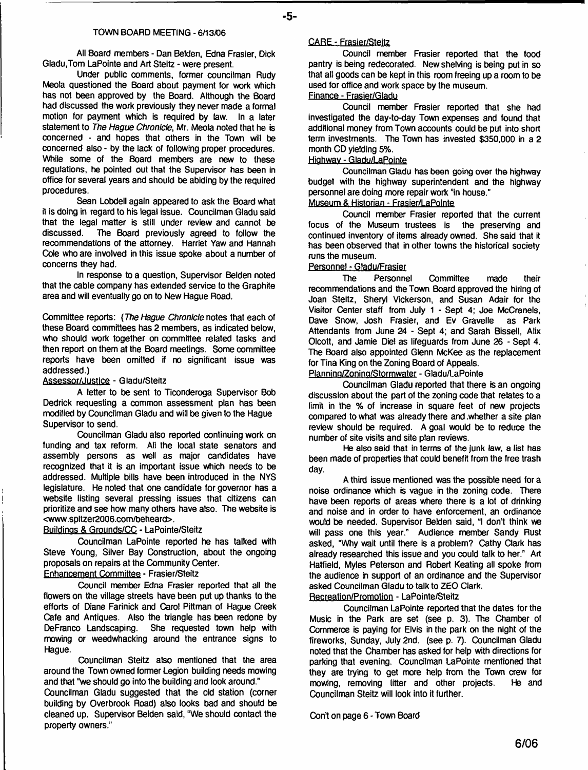## TOWN BOARD MEETING - 6/13/06

All Board members - Dan Belden, Edna Frasier, Dick Gladu, Tom LaPointe and Art Steitz - were present.

Under public comments, former councilman Rudy Meola questioned the Board about payment for work which has not been approved by the Board. Although the Board had discussed the work previously they never made a formal motion for payment which is required by law. In a later statement to *The Hague Chronicle*, Mr. Meola noted that he is concerned - and hopes that others in the Town will be concerned also - by the lack of following proper procedures. While some of the Board members are new to these regulations, he pointed out that the Supervisor has been in office for several years and should be abiding by the required procedures.

Sean Lobdell again appeared to ask the Board what it is doing in regard to his legal issue. Councilman Gladu said that the legal matter is still under review and cannot be discussed. The Board previously agreed to follow the recommendations of the attorney. Harriet Yaw and Hannah Cole who are involved in this issue spoke about a number of concerns they had.

In response to a question, Supervisor Belden noted that the cable company has extended service to the Graphite area and will eventually go on to New Hague Road.

Committee reports: (*The Hague Chronicle* notes that each of these Board committees has 2 members, as indicated below, who should work together on committee related tasks and then report on them at the Board meetings. Some committee reports have been omitted if no significant issue was addressed.)

Assessor/Justice - Gladu/Steitz

A letter to be sent to Ticonderoga Supervisor Bob Dedrick requesting a common assessment plan has been modified by Councilman Gladu and will be given to the Hague Supervisor to send.

Councilman Gladu also reported continuing work on funding and tax reform. All the local state senators and assembly persons as well as major candidates have recognized that it is an important issue which needs to be addressed. Multiple bills have been introduced in the NYS legislature. He noted that one candidate for governor has a website listing several pressing issues that citizens can prioritize and see how many others have also. The website is <www.spitzer2006.com/beheard>.

Buildings & Grounds/CC - LaPointe/Steitz

Councilman LaPointe reported he has talked with Steve Young, Silver Bay Construction, about the ongoing proposals on repairs at the Community Center.

Enhancement Committee - Frasier/Steitz

Council member Edna Frasier reported that all the flowers on the village streets have been put up thanks to the efforts of Diane Farinick and Carol Pittman of Hague Creek Cafe and Antiques. Also the triangle has been redone by DeFranco Landscaping. She requested town help with mowing or weedwhacking around the entrance signs to Hague.

Councilman Steitz also mentioned that the area around the Town owned former Legion building needs mowing and that "we should go into the building and look around."

Councilman Gladu suggested that the old station (corner building by Overbrook Road) also looks bad and should be cleaned up. Supervisor Belden said, "We should contact the property owners."

CARE - Frasier/Steitz

Council member Frasier reported that the food pantry is being redecorated. New shelving is being put in so that all goods can be kept in this room freeing up a room to be used for office and work space by the museum.

Finance - Frasier/Gladu

Council member Frasier reported that she had investigated the day-to-day Town expenses and found that additional money from Town accounts could be put into short term investments. The Town has invested $350,000 in a 2 month CD yielding 5%.

Highway - Gladu/LaPointe

Councilman Gladu has been going over the highway budget with the highway superintendent and the highway personnel are doing more repair work "in house."

Museum & Historian - Frasier/LaPointe

Council member Frasier reported that the current focus of the Museum trustees is the preserving and continued inventory of items already owned. She said that it has been observed that in other towns the historical society runs the museum.

Personnel - Gladu/Frasier

The Personnel Committee made their recommendations and the Town Board approved the hiring of Joan Steitz, Sheryl Vickerson, and Susan Adair for the Visitor Center staff from July 1 - Sept 4; Joe McCranels, Dave Snow, Josh Frasier, and Ev Gravelle as Park Attendants from June 24 - Sept 4; and Sarah Bissell, Alix Olcott, and Jamie Diel as lifeguards from June 26 - Sept 4. The Board also appointed Glenn McKee as the replacement for Tina King on the Zoning Board of Appeals.

Planning/Zoning/Stormwater - Gladu/LaPointe

Councilman Gladu reported that there is an ongoing discussion about the part of the zoning code that relates to a limit in the % of increase in square feet of new projects compared to what was already there and whether a site plan review should be required. A goal would be to reduce the number of site visits and site plan reviews.

He also said that in terms of the junk law, a list has been made of properties that could benefit from the free trash day.

A third issue mentioned was the possible need for a noise ordinance which is vague in the zoning code. There have been reports of areas where there is a lot of drinking and noise and in order to have enforcement, an ordinance would be needed. Supervisor Belden said, "I don't think we will pass one this year." Audience member Sandy Rust asked, "Why wait until there is a problem? Cathy Clark has already researched this issue and you could talk to her." Art Hatfield, Myles Peterson and Robert Keating all spoke from the audience in support of an ordinance and the Supervisor asked Councilman Gladu to talk to ZEO Clark.

Recreation/Promotion - LaPointe/Steitz

Councilman LaPointe reported that the dates for the Music in the Park are set (see p. 3). The Chamber of Commerce is paying for Elvis in the park on the night of the fireworks, Sunday, July 2nd. (see p. 7). Councilman Gladu noted that the Chamber has asked for help with directions for parking that evening. Councilman LaPointe mentioned that they are trying to get more help from the Town crew for mowing, removing litter and other projects. He and Councilman Steitz will look into it further.

Con't on page 6 - Town Board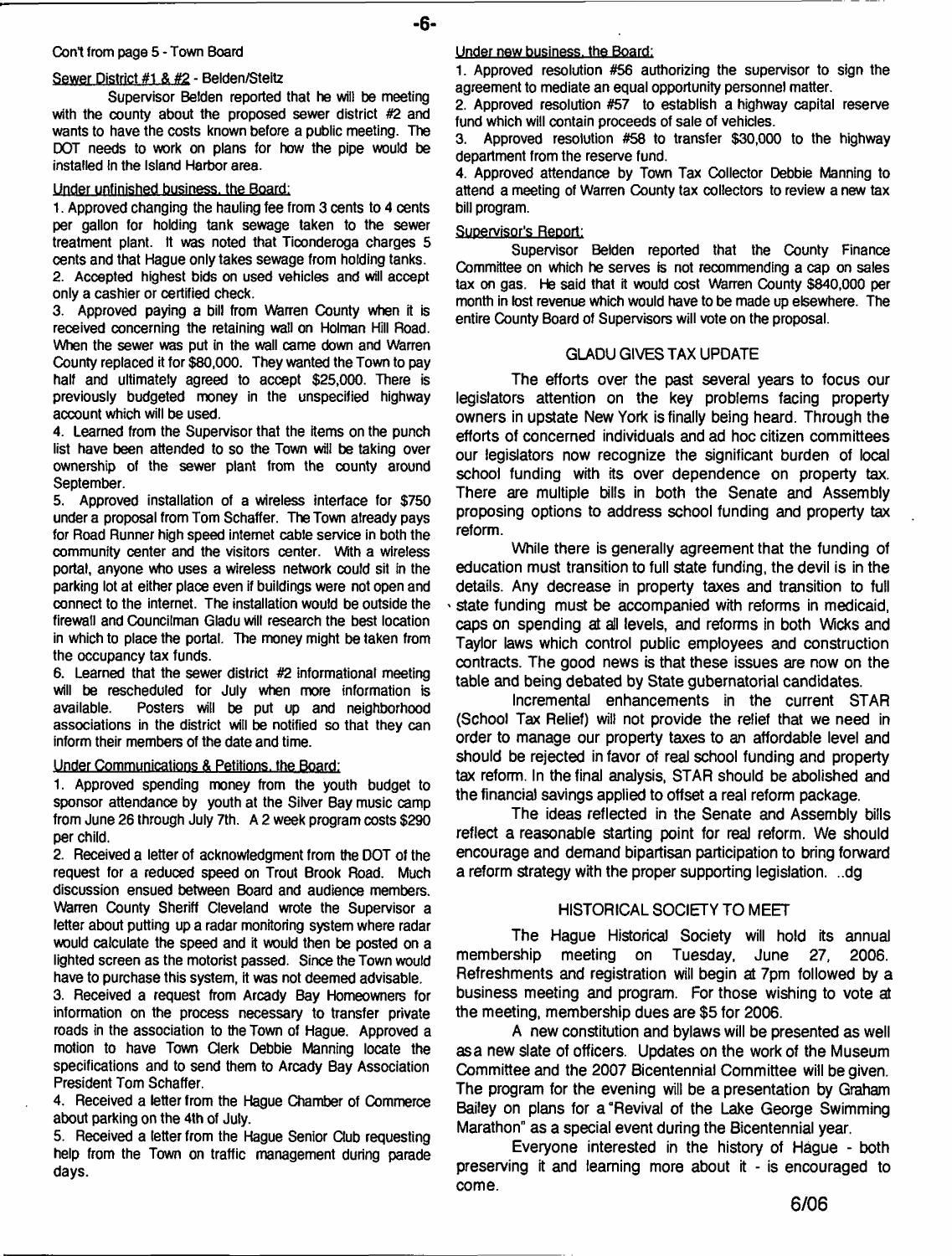Con't from page 5 - Town Board

Sewer District #1 & #2 - Belden/Steitz

Supervisor Belden reported that he will be meeting with the county about the proposed sewer district #2 and wants to have the costs known before a public meeting. The DOT needs to work on plans for how the pipe would be installed in the Island Harbor area.

Under unfinished business, the Board:

1. Approved changing the hauling fee from 3 cents to 4 cents per gallon for holding tank sewage taken to the sewer treatment plant. It was noted that Ticonderoga charges 5 cents and that Hague only takes sewage from holding tanks.
2. Accepted highest bids on used vehicles and will accept only a cashier or certified check.
3. Approved paying a bill from Warren County when it is received concerning the retaining wall on Holman Hill Road. When the sewer was put in the wall came down and Warren County replaced it for $80,000. They wanted the Town to pay half and ultimately agreed to accept $25,000. There is previously budgeted money in the unspecified highway account which will be used.
4. Learned from the Supervisor that the items on the punch list have been attended to so the Town will be taking over ownership of the sewer plant from the county around September.
5. Approved installation of a wireless interface for $750 under a proposal from Tom Schaffer. The Town already pays for Road Runner high speed internet cable service in both the community center and the visitors center. With a wireless portal, anyone who uses a wireless network could sit in the parking lot at either place even if buildings were not open and connect to the internet. The installation would be outside the firewall and Councilman Gladu will research the best location in which to place the portal. The money might be taken from the occupancy tax funds.
6. Learned that the sewer district #2 informational meeting will be rescheduled for July when more information is available. Posters will be put up and neighborhood associations in the district will be notified so that they can inform their members of the date and time.

Under Communications & Petitions, the Board:

1. Approved spending money from the youth budget to sponsor attendance by youth at the Silver Bay music camp from June 26 through July 7th. A 2 week program costs $290 per child.
2. Received a letter of acknowledgment from the DOT of the request for a reduced speed on Trout Brook Road. Much discussion ensued between Board and audience members. Warren County Sheriff Cleveland wrote the Supervisor a letter about putting up a radar monitoring system where radar would calculate the speed and it would then be posted on a lighted screen as the motorist passed. Since the Town would have to purchase this system, it was not deemed advisable.
3. Received a request from Arcady Bay Homeowners for information on the process necessary to transfer private roads in the association to the Town of Hague. Approved a motion to have Town Clerk Debbie Manning locate the specifications and to send them to Arcady Bay Association President Tom Schaffer.
4. Received a letter from the Hague Chamber of Commerce about parking on the 4th of July.
5. Received a letter from the Hague Senior Club requesting help from the Town on traffic management during parade days.

Under new business, the Board:

1. Approved resolution #56 authorizing the supervisor to sign the agreement to mediate an equal opportunity personnel matter.
2. Approved resolution #57 to establish a highway capital reserve fund which will contain proceeds of sale of vehicles.
3. Approved resolution #58 to transfer $30,000 to the highway department from the reserve fund.
4. Approved attendance by Town Tax Collector Debbie Manning to attend a meeting of Warren County tax collectors to review a new tax bill program.

Supervisor's Report:

Supervisor Belden reported that the County Finance Committee on which he serves is not recommending a cap on sales tax on gas. He said that it would cost Warren County $840,000 per month in lost revenue which would have to be made up elsewhere. The entire County Board of Supervisors will vote on the proposal.

## GLADU GIVES TAX UPDATE

The efforts over the past several years to focus our legislators attention on the key problems facing property owners in upstate New York is finally being heard. Through the efforts of concerned individuals and ad hoc citizen committees our legislators now recognize the significant burden of local school funding with its over dependence on property tax. There are multiple bills in both the Senate and Assembly proposing options to address school funding and property tax reform.

While there is generally agreement that the funding of education must transition to full state funding, the devil is in the details. Any decrease in property taxes and transition to full state funding must be accompanied with reforms in medicaid, caps on spending at all levels, and reforms in both Wicks and Taylor laws which control public employees and construction contracts. The good news is that these issues are now on the table and being debated by State gubernatorial candidates.

Incremental enhancements in the current STAR (School Tax Relief) will not provide the relief that we need in order to manage our property taxes to an affordable level and should be rejected in favor of real school funding and property tax reform. In the final analysis, STAR should be abolished and the financial savings applied to offset a real reform package.

The ideas reflected in the Senate and Assembly bills reflect a reasonable starting point for real reform. We should encourage and demand bipartisan participation to bring forward a reform strategy with the proper supporting legislation. ..dg

## HISTORICAL SOCIETY TO MEET

The Hague Historical Society will hold its annual membership meeting on Tuesday, June 27, 2006. Refreshments and registration will begin at 7pm followed by a business meeting and program. For those wishing to vote at the meeting, membership dues are $5 for 2006.

A new constitution and bylaws will be presented as well as a new slate of officers. Updates on the work of the Museum Committee and the 2007 Bicentennial Committee will be given. The program for the evening will be a presentation by Graham Bailey on plans for a "Revival of the Lake George Swimming Marathon" as a special event during the Bicentennial year.

Everyone interested in the history of Hague - both preserving it and learning more about it - is encouraged to come.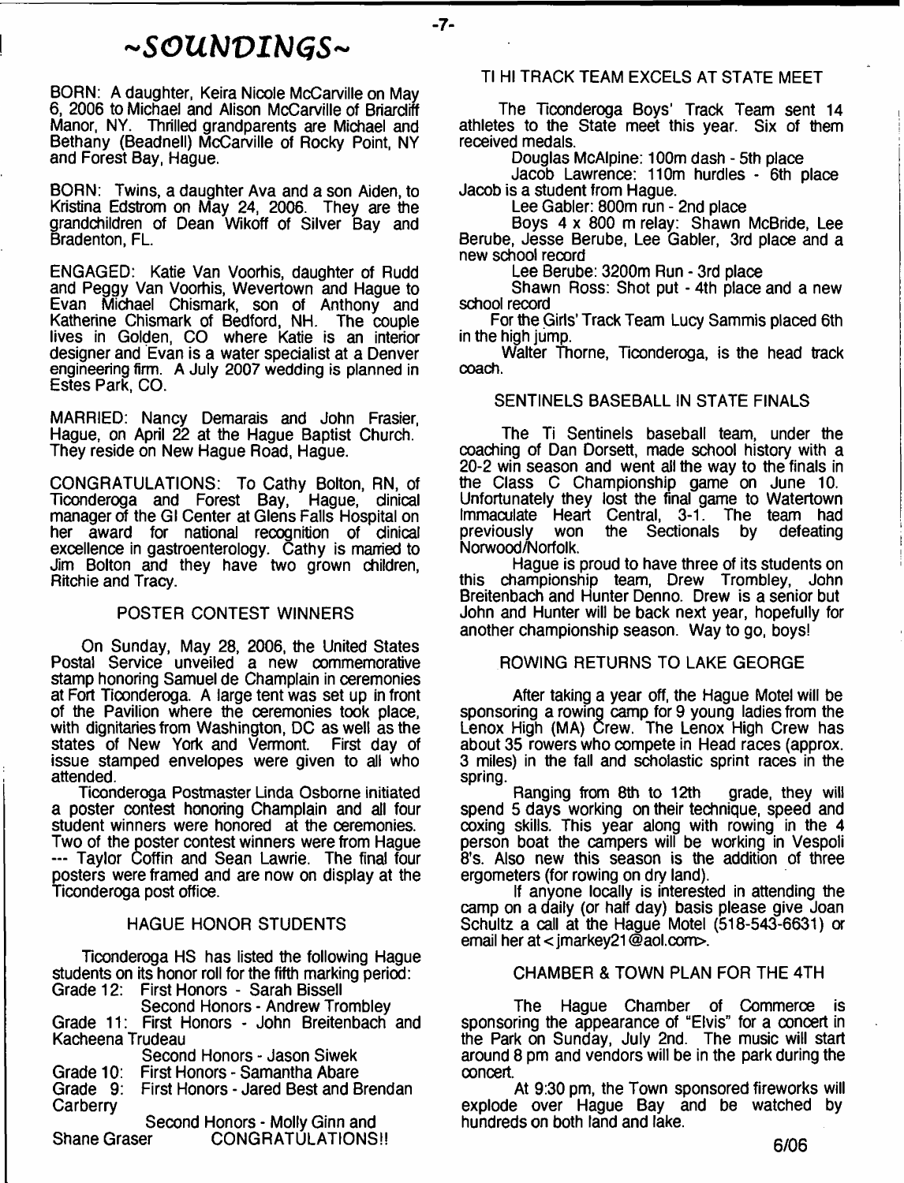# ~SOUNDINGS~

BORN: A daughter, Keira Nicole McCarville on May 6, 2006 to Michael and Alison McCarville of Briarcliff Manor, NY. Thrilled grandparents are Michael and Bethany (Beadnell) McCarville of Rocky Point, NY and Forest Bay, Hague.

BORN: Twins, a daughter Ava and a son Aiden, to Kristina Edstrom on May 24, 2006. They are the grandchildren of Dean Wikoff of Silver Bay and Bradenton, FL.

ENGAGED: Katie Van Voorhis, daughter of Rudd and Peggy Van Voorhis, Wevertown and Hague to Evan Michael Chismark, son of Anthony and Katherine Chismark of Bedford, NH. The couple lives in Golden, CO where Katie is an interior designer and Evan is a water specialist at a Denver engineering firm. A July 2007 wedding is planned in Estes Park, CO.

MARRIED: Nancy Demarais and John Frasier, Hague, on April 22 at the Hague Baptist Church. They reside on New Hague Road, Hague.

CONGRATULATIONS: To Cathy Bolton, RN, of Ticonderoga and Forest Bay, Hague, clinical manager of the GI Center at Glens Falls Hospital on her award for national recognition of clinical excellence in gastroenterology. Cathy is married to Jim Bolton and they have two grown children, Ritchie and Tracy.

## POSTER CONTEST WINNERS

On Sunday, May 28, 2006, the United States Postal Service unveiled a new commemorative stamp honoring Samuel de Champlain in ceremonies at Fort Ticonderoga. A large tent was set up in front of the Pavilion where the ceremonies took place, with dignitaries from Washington, DC as well as the states of New York and Vermont. First day of issue stamped envelopes were given to all who attended.

Ticonderoga Postmaster Linda Osborne initiated a poster contest honoring Champlain and all four student winners were honored at the ceremonies. Two of the poster contest winners were from Hague --- Taylor Coffin and Sean Lawrie. The final four posters were framed and are now on display at the Ticonderoga post office.

## HAGUE HONOR STUDENTS

Ticonderoga HS has listed the following Hague students on its honor roll for the fifth marking period:

Grade 12: First Honors - Sarah Bissell
Second Honors - Andrew Trombley

Grade 11: First Honors - John Breitenbach and Kacheena Trudeau
Second Honors - Jason Siwek

Grade 10: First Honors - Samantha Abare

Grade 9: First Honors - Jared Best and Brendan Carberry
Second Honors - Molly Ginn and Shane Graser

CONGRATULATIONS!!

## TI HI TRACK TEAM EXCELS AT STATE MEET

The Ticonderoga Boys' Track Team sent 14 athletes to the State meet this year. Six of them received medals.

Douglas McAlpine: 100m dash - 5th place

Jacob Lawrence: 110m hurdles - 6th place Jacob is a student from Hague.

Lee Gabler: 800m run - 2nd place

Boys 4 x 800 m relay: Shawn McBride, Lee Berube, Jesse Berube, Lee Gabler, 3rd place and a new school record

Lee Berube: 3200m Run - 3rd place

Shawn Ross: Shot put - 4th place and a new school record

For the Girls' Track Team Lucy Sammis placed 6th in the high jump.

Walter Thorne, Ticonderoga, is the head track coach.

## SENTINELS BASEBALL IN STATE FINALS

The Ti Sentinels baseball team, under the coaching of Dan Dorsett, made school history with a 20-2 win season and went all the way to the finals in the Class C Championship game on June 10. Unfortunately they lost the final game to Watertown Immaculate Heart Central, 3-1. The team had previously won the Sectionals by defeating Norwood/Norfolk.

Hague is proud to have three of its students on this championship team, Drew Trombley, John Breitenbach and Hunter Denno. Drew is a senior but John and Hunter will be back next year, hopefully for another championship season. Way to go, boys!

## ROWING RETURNS TO LAKE GEORGE

After taking a year off, the Hague Motel will be sponsoring a rowing camp for 9 young ladies from the Lenox High (MA) Crew. The Lenox High Crew has about 35 rowers who compete in Head races (approx. 3 miles) in the fall and scholastic sprint races in the spring.

Ranging from 8th to 12th grade, they will spend 5 days working on their technique, speed and coxing skills. This year along with rowing in the 4 person boat the campers will be working in Vespoli 8's. Also new this season is the addition of three ergometers (for rowing on dry land).

If anyone locally is interested in attending the camp on a daily (or half day) basis please give Joan Schultz a call at the Hague Motel (518-543-6631) or email her at <jmarkey21@aol.com>.

## CHAMBER & TOWN PLAN FOR THE 4TH

The Hague Chamber of Commerce is sponsoring the appearance of "Elvis" for a concert in the Park on Sunday, July 2nd. The music will start around 8 pm and vendors will be in the park during the concert.

At 9:30 pm, the Town sponsored fireworks will explode over Hague Bay and be watched by hundreds on both land and lake.

6/06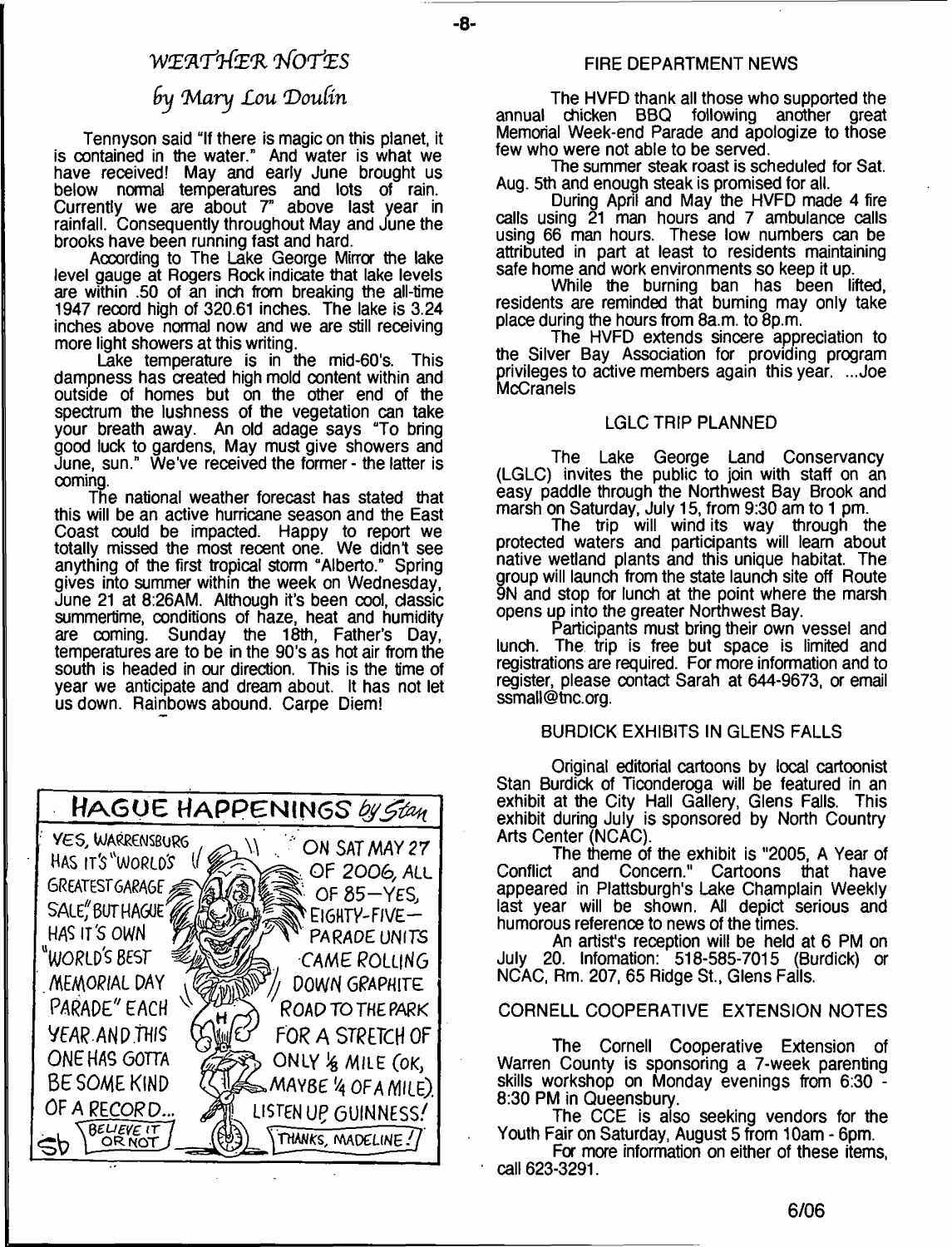# *WEATHER NOTES*

## *by Mary Lou Doulin*

Tennyson said "If there is magic on this planet, it is contained in the water." And water is what we have received! May and early June brought us below normal temperatures and lots of rain. Currently we are about 7" above last year in rainfall. Consequently throughout May and June the brooks have been running fast and hard.

According to The Lake George Mirror the lake level gauge at Rogers Rock indicate that lake levels are within .50 of an inch from breaking the all-time 1947 record high of 320.61 inches. The lake is 3.24 inches above normal now and we are still receiving more light showers at this writing.

Lake temperature is in the mid-60's. This dampness has created high mold content within and outside of homes but on the other end of the spectrum the lushness of the vegetation can take your breath away. An old adage says "To bring good luck to gardens, May must give showers and June, sun." We've received the former - the latter is coming.

The national weather forecast has stated that this will be an active hurricane season and the East Coast could be impacted. Happy to report we totally missed the most recent one. We didn't see anything of the first tropical storm "Alberto." Spring gives into summer within the week on Wednesday, June 21 at 8:26AM. Although it's been cool, classic summertime, conditions of haze, heat and humidity are coming. Sunday the 18th, Father's Day, temperatures are to be in the 90's as hot air from the south is headed in our direction. This is the time of year we anticipate and dream about. It has not let us down. Rainbows abound. Carpe Diem!

## HAGUE HAPPENINGS *by Stan*

YES, WARRENSBURG HAS IT'S "WORLD'S GREATEST GARAGE SALE," BUT HAGUE HAS IT'S OWN "WORLD'S BEST MEMORIAL DAY PARADE" EACH YEAR. AND THIS ONE HAS GOTTA BE SOME KIND OF A RECORD... ON SAT MAY 27 OF 2006, ALL OF 85—YES, EIGHTY-FIVE—PARADE UNITS CAME ROLLING DOWN GRAPHITE ROAD TO THE PARK FOR A STRETCH OF ONLY ⅛ MILE (OK, MAYBE ¼ OF A MILE). LISTEN UP GUINNESS! BELIEVE IT OR NOT. THANKS, MADELINE!

## FIRE DEPARTMENT NEWS

The HVFD thank all those who supported the annual chicken BBQ following another great Memorial Week-end Parade and apologize to those few who were not able to be served.

The summer steak roast is scheduled for Sat. Aug. 5th and enough steak is promised for all.

During April and May the HVFD made 4 fire calls using 21 man hours and 7 ambulance calls using 66 man hours. These low numbers can be attributed in part at least to residents maintaining safe home and work environments so keep it up.

While the burning ban has been lifted, residents are reminded that burning may only take place during the hours from 8a.m. to 8p.m.

The HVFD extends sincere appreciation to the Silver Bay Association for providing program privileges to active members again this year. ...Joe McCranels

## LGLC TRIP PLANNED

The Lake George Land Conservancy (LGLC) invites the public to join with staff on an easy paddle through the Northwest Bay Brook and marsh on Saturday, July 15, from 9:30 am to 1 pm.

The trip will wind its way through the protected waters and participants will learn about native wetland plants and this unique habitat. The group will launch from the state launch site off Route 9N and stop for lunch at the point where the marsh opens up into the greater Northwest Bay.

Participants must bring their own vessel and lunch. The trip is free but space is limited and registrations are required. For more information and to register, please contact Sarah at 644-9673, or email ssmall@tnc.org.

## BURDICK EXHIBITS IN GLENS FALLS

Original editorial cartoons by local cartoonist Stan Burdick of Ticonderoga will be featured in an exhibit at the City Hall Gallery, Glens Falls. This exhibit during July is sponsored by North Country Arts Center (NCAC).

The theme of the exhibit is "2005, A Year of Conflict and Concern." Cartoons that have appeared in Plattsburgh's Lake Champlain Weekly last year will be shown. All depict serious and humorous reference to news of the times.

An artist's reception will be held at 6 PM on July 20. Infomation: 518-585-7015 (Burdick) or NCAC, Rm. 207, 65 Ridge St., Glens Falls.

## CORNELL COOPERATIVE EXTENSION NOTES

The Cornell Cooperative Extension of Warren County is sponsoring a 7-week parenting skills workshop on Monday evenings from 6:30 - 8:30 PM in Queensbury.

The CCE is also seeking vendors for the Youth Fair on Saturday, August 5 from 10am - 6pm.

For more information on either of these items, call 623-3291.

6/06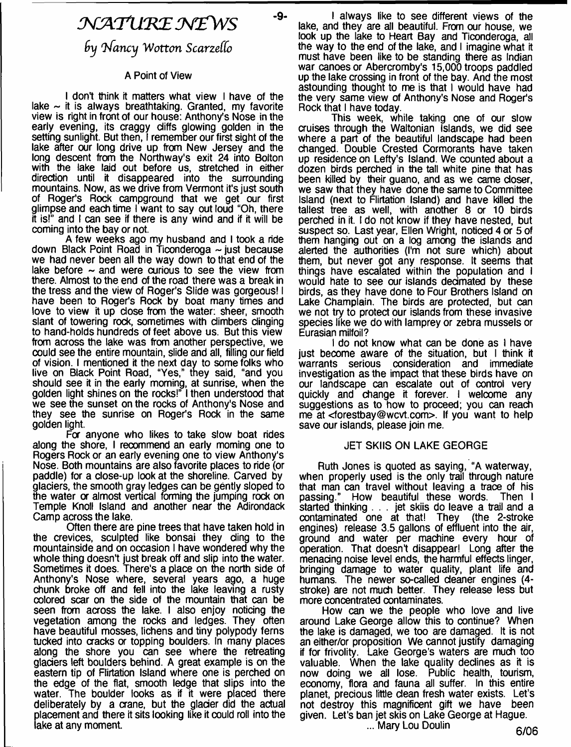# NATURE NEWS

*by Nancy Wotton Scarzello*

### A Point of View

I don't think it matters what view I have of the lake ~ it is always breathtaking. Granted, my favorite view is right in front of our house: Anthony's Nose in the early evening, its craggy cliffs glowing golden in the setting sunlight. But then, I remember our first sight of the lake after our long drive up from New Jersey and the long descent from the Northway's exit 24 into Bolton with the lake laid out before us, stretched in either direction until it disappeared into the surrounding mountains. Now, as we drive from Vermont it's just south of Roger's Rock campground that we get our first glimpse and each time I want to say out loud "Oh, there it is!" and I can see if there is any wind and if it will be coming into the bay or not.

A few weeks ago my husband and I took a ride down Black Point Road in Ticonderoga ~ just because we had never been all the way down to that end of the lake before ~ and were curious to see the view from there. Almost to the end of the road there was a break in the tress and the view of Roger's Slide was gorgeous! I have been to Roger's Rock by boat many times and love to view it up close from the water: sheer, smooth slant of towering rock, sometimes with climbers clinging to hand-holds hundreds of feet above us. But this view from across the lake was from another perspective, we could see the entire mountain, slide and all, filling our field of vision. I mentioned it the next day to some folks who live on Black Point Road, "Yes," they said, "and you should see it in the early morning, at sunrise, when the golden light shines on the rocks!" I then understood that we see the sunset on the rocks of Anthony's Nose and they see the sunrise on Roger's Rock in the same golden light.

For anyone who likes to take slow boat rides along the shore, I recommend an early morning one to Rogers Rock or an early evening one to view Anthony's Nose. Both mountains are also favorite places to ride (or paddle) for a close-up look at the shoreline. Carved by glaciers, the smooth gray ledges can be gently sloped to the water or almost vertical forming the jumping rock on Temple Knoll Island and another near the Adirondack Camp across the lake.

Often there are pine trees that have taken hold in the crevices, sculpted like bonsai they cling to the mountainside and on occasion I have wondered why the whole thing doesn't just break off and slip into the water. Sometimes it does. There's a place on the north side of Anthony's Nose where, several years ago, a huge chunk broke off and fell into the lake leaving a rusty colored scar on the side of the mountain that can be seen from across the lake. I also enjoy noticing the vegetation among the rocks and ledges. They often have beautiful mosses, lichens and tiny polypody ferns tucked into cracks or topping boulders. In many places along the shore you can see where the retreating glaciers left boulders behind. A great example is on the eastern tip of Flirtation Island where one is perched on the edge of the flat, smooth ledge that slips into the water. The boulder looks as if it were placed there deliberately by a crane, but the glacier did the actual placement and there it sits looking like it could roll into the lake at any moment.

I always like to see different views of the lake, and they are all beautiful. From our house, we look up the lake to Heart Bay and Ticonderoga, all the way to the end of the lake, and I imagine what it must have been like to be standing there as Indian war canoes or Abercromby's 15,000 troops paddled up the lake crossing in front of the bay. And the most astounding thought to me is that I would have had the very same view of Anthony's Nose and Roger's Rock that I have today.

This week, while taking one of our slow cruises through the Waltonian Islands, we did see where a part of the beautiful landscape had been changed. Double Crested Cormorants have taken up residence on Lefty's Island. We counted about a dozen birds perched in the tall white pine that has been killed by their guano, and as we came closer, we saw that they have done the same to Committee Island (next to Flirtation Island) and have killed the tallest tree as well, with another 8 or 10 birds perched in it. I do not know if they have nested, but suspect so. Last year, Ellen Wright, noticed 4 or 5 of them hanging out on a log among the islands and alerted the authorities (I'm not sure which) about them, but never got any response. It seems that things have escalated within the population and I would hate to see our islands decimated by these birds, as they have done to Four Brothers Island on Lake Champlain. The birds are protected, but can we not try to protect our islands from these invasive species like we do with lamprey or zebra mussels or Eurasian milfoil?

I do not know what can be done as I have just become aware of the situation, but I think it warrants serious consideration and immediate investigation as the impact that these birds have on our landscape can escalate out of control very quickly and change it forever. I welcome any suggestions as to how to proceed; you can reach me at <forestbay@wcvt.com>. If you want to help save our islands, please join me.

### JET SKIIS ON LAKE GEORGE

Ruth Jones is quoted as saying, "A waterway, when properly used is the only trail through nature that man can travel without leaving a trace of his passing." How beautiful these words. Then I started thinking . . . jet skiis do leave a trail and a contaminated one at that! They (the 2-stroke engines) release 3.5 gallons of effluent into the air, ground and water per machine every hour of operation. That doesn't disappear! Long after the menacing noise level ends, the harmful effects linger, bringing damage to water quality, plant life and humans. The newer so-called cleaner engines (4-stroke) are not much better. They release less but more concentrated contaminates.

How can we the people who love and live around Lake George allow this to continue? When the lake is damaged, we too are damaged. It is not an either/or proposition We cannot justify damaging it for frivolity. Lake George's waters are much too valuable. When the lake quality declines as it is now doing we all lose. Public health, tourism, economy, flora and fauna all suffer. In this entire planet, precious little clean fresh water exists. Let's not destroy this magnificent gift we have been given. Let's ban jet skis on Lake George at Hague.

... Mary Lou Doulin

6/06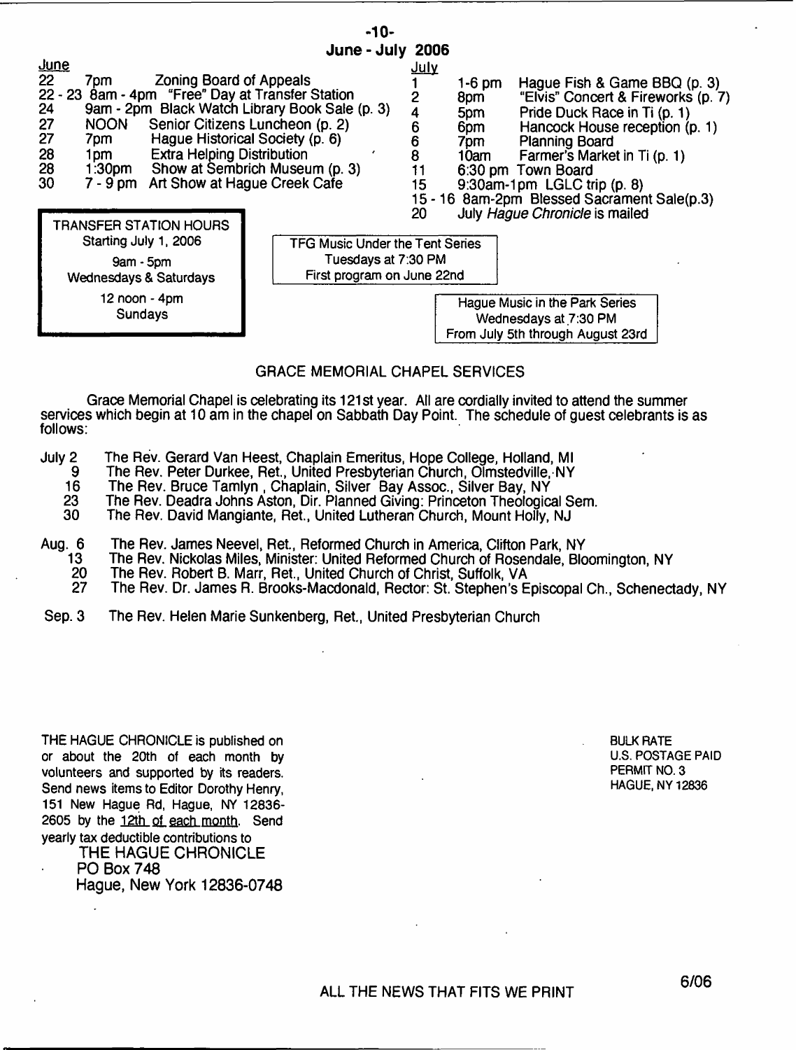## June - July 2006

**June**

| | | |
|---|---|---|
| 22 | 7pm | Zoning Board of Appeals |
| 22 - 23 | 8am - 4pm | "Free" Day at Transfer Station |
| 24 | 9am - 2pm | Black Watch Library Book Sale (p. 3) |
| 27 | NOON | Senior Citizens Luncheon (p. 2) |
| 27 | 7pm | Hague Historical Society (p. 6) |
| 28 | 1pm | Extra Helping Distribution |
| 28 | 1:30pm | Show at Sembrich Museum (p. 3) |
| 30 | 7 - 9 pm | Art Show at Hague Creek Cafe |

**July**

| | | |
|---|---|---|
| 1 | 1-6 pm | Hague Fish & Game BBQ (p. 3) |
| 2 | 8pm | "Elvis" Concert & Fireworks (p. 7) |
| 4 | 5pm | Pride Duck Race in Ti (p. 1) |
| 6 | 6pm | Hancock House reception (p. 1) |
| 6 | 7pm | Planning Board |
| 8 | 10am | Farmer's Market in Ti (p. 1) |
| 11 | 6:30 pm | Town Board |
| 15 | 9:30am-1pm | LGLC trip (p. 8) |
| 15 - 16 | 8am-2pm | Blessed Sacrament Sale(p.3) |
| 20 | | July *Hague Chronicle* is mailed |

**TRANSFER STATION HOURS**
Starting July 1, 2006
9am - 5pm
Wednesdays & Saturdays
12 noon - 4pm
Sundays

**TFG Music Under the Tent Series**
Tuesdays at 7:30 PM
First program on June 22nd

**Hague Music in the Park Series**
Wednesdays at 7:30 PM
From July 5th through August 23rd

## GRACE MEMORIAL CHAPEL SERVICES

Grace Memorial Chapel is celebrating its 121st year. All are cordially invited to attend the summer services which begin at 10 am in the chapel on Sabbath Day Point. The schedule of guest celebrants is as follows:

July 2 The Rev. Gerard Van Heest, Chaplain Emeritus, Hope College, Holland, MI
9 The Rev. Peter Durkee, Ret., United Presbyterian Church, Olmstedville, NY
16 The Rev. Bruce Tamlyn , Chaplain, Silver Bay Assoc., Silver Bay, NY
23 The Rev. Deadra Johns Aston, Dir. Planned Giving: Princeton Theological Sem.
30 The Rev. David Mangiante, Ret., United Lutheran Church, Mount Holly, NJ

Aug. 6 The Rev. James Neevel, Ret., Reformed Church in America, Clifton Park, NY
13 The Rev. Nickolas Miles, Minister: United Reformed Church of Rosendale, Bloomington, NY
20 The Rev. Robert B. Marr, Ret., United Church of Christ, Suffolk, VA
27 The Rev. Dr. James R. Brooks-Macdonald, Rector: St. Stephen's Episcopal Ch., Schenectady, NY

Sep. 3 The Rev. Helen Marie Sunkenberg, Ret., United Presbyterian Church

THE HAGUE CHRONICLE is published on or about the 20th of each month by volunteers and supported by its readers. Send news items to Editor Dorothy Henry, 151 New Hague Rd, Hague, NY 12836-2605 by the 12th of each month. Send yearly tax deductible contributions to

THE HAGUE CHRONICLE
PO Box 748
Hague, New York 12836-0748

BULK RATE
U.S. POSTAGE PAID
PERMIT NO. 3
HAGUE, NY 12836

ALL THE NEWS THAT FITS WE PRINT

6/06